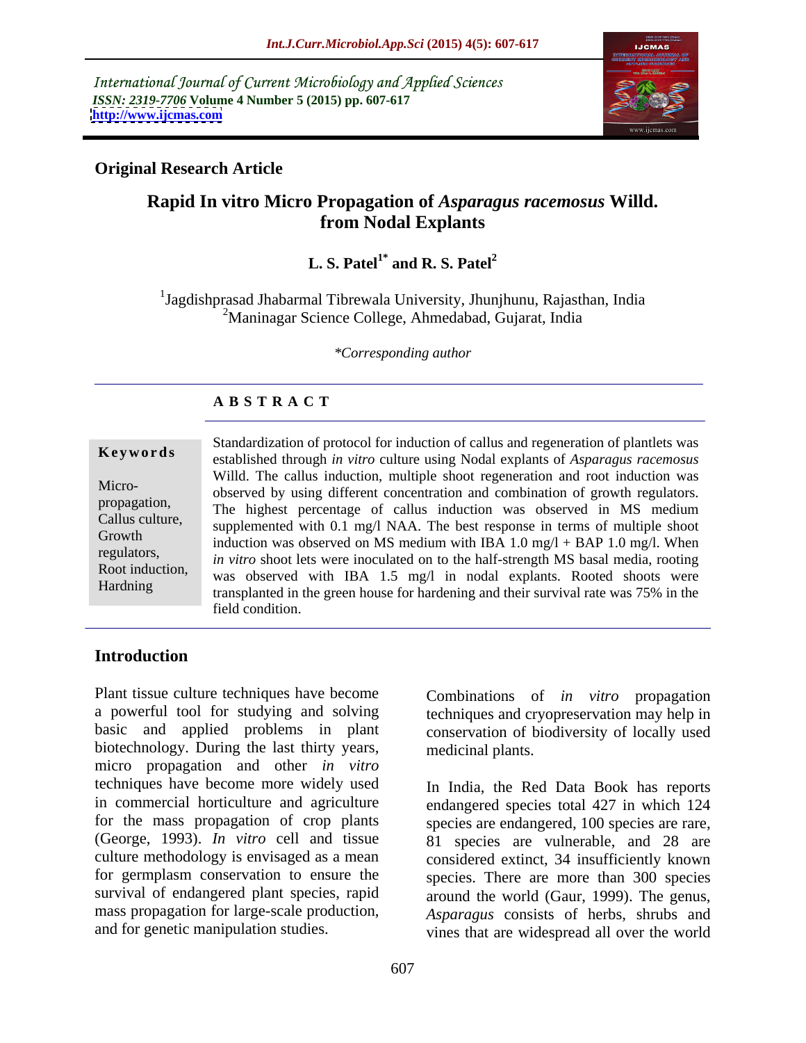International Journal of Current Microbiology and Applied Sciences
*ISSN: 2319-7706* **Volume 4 Number 5 (2015) pp. 607-617**
**http://www.ijcmas.com**

**Original Research Article**

# Rapid In vitro Micro Propagation of *Asparagus racemosus* Willd. from Nodal Explants

**L. S. Patel[1*] and R. S. Patel[2]**

[1]Jagdishprasad Jhabarmal Tibrewala University, Jhunjhunu, Rajasthan, India
[2]Maninagar Science College, Ahmedabad, Gujarat, India

*\*Corresponding author*

## ABSTRACT

**Keywords**

Micro-propagation, Callus culture, Growth regulators, Root induction, Hardning

Standardization of protocol for induction of callus and regeneration of plantlets was established through *in vitro* culture using Nodal explants of *Asparagus racemosus* Willd. The callus induction, multiple shoot regeneration and root induction was observed by using different concentration and combination of growth regulators. The highest percentage of callus induction was observed in MS medium supplemented with 0.1 mg/l NAA. The best response in terms of multiple shoot induction was observed on MS medium with IBA 1.0 mg/l + BAP 1.0 mg/l. When *in vitro* shoot lets were inoculated on to the half-strength MS basal media, rooting was observed with IBA 1.5 mg/l in nodal explants. Rooted shoots were transplanted in the green house for hardening and their survival rate was 75% in the field condition.

## Introduction

Plant tissue culture techniques have become a powerful tool for studying and solving basic and applied problems in plant biotechnology. During the last thirty years, micro propagation and other *in vitro* techniques have become more widely used in commercial horticulture and agriculture for the mass propagation of crop plants (George, 1993). *In vitro* cell and tissue culture methodology is envisaged as a mean for germplasm conservation to ensure the survival of endangered plant species, rapid mass propagation for large-scale production, and for genetic manipulation studies. Combinations of *in vitro* propagation techniques and cryopreservation may help in conservation of biodiversity of locally used medicinal plants.

In India, the Red Data Book has reports endangered species total 427 in which 124 species are endangered, 100 species are rare, 81 species are vulnerable, and 28 are considered extinct, 34 insufficiently known species. There are more than 300 species around the world (Gaur, 1999). The genus, *Asparagus* consists of herbs, shrubs and vines that are widespread all over the world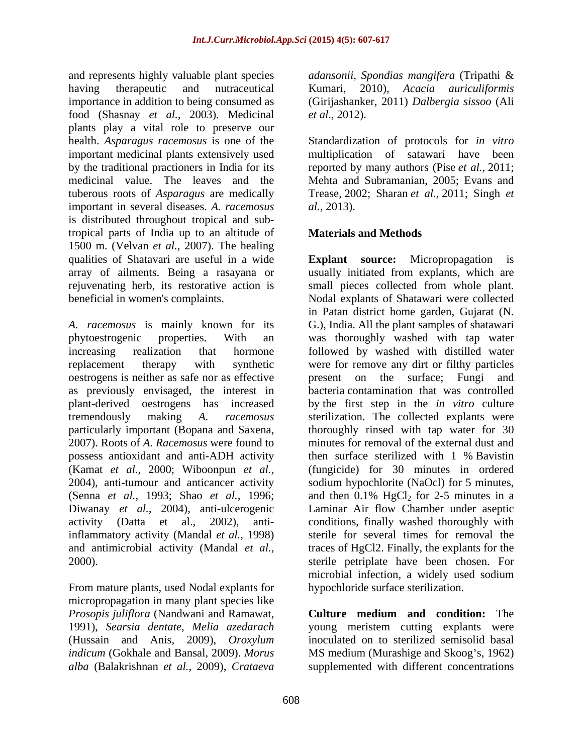and represents highly valuable plant species having therapeutic and nutraceutical importance in addition to being consumed as food (Shasnay *et al.,* 2003). Medicinal plants play a vital role to preserve our health. *Asparagus racemosus* is one of the important medicinal plants extensively used by the traditional practioners in India for its medicinal value. The leaves and the tuberous roots of *Asparagus* are medically important in several diseases. *A. racemosus* is distributed throughout tropical and sub-tropical parts of India up to an altitude of 1500 m. (Velvan *et al.,* 2007). The healing qualities of Shatavari are useful in a wide array of ailments. Being a rasayana or rejuvenating herb, its restorative action is beneficial in women's complaints.

*A. racemosus* is mainly known for its phytoestrogenic properties. With an increasing realization that hormone replacement therapy with synthetic oestrogens is neither as safe nor as effective as previously envisaged, the interest in plant-derived oestrogens has increased tremendously making *A. racemosus* particularly important (Bopana and Saxena, 2007). Roots of *A. Racemosus* were found to possess antioxidant and anti-ADH activity (Kamat *et al.,* 2000; Wiboonpun *et al.,* 2004), anti-tumour and anticancer activity (Senna *et al.,* 1993; Shao *et al.,* 1996; Diwanay *et al.,* 2004), anti-ulcerogenic activity (Datta et al., 2002), anti-inflammatory activity (Mandal *et al.,* 1998) and antimicrobial activity (Mandal *et al.,* 2000).

From mature plants, used Nodal explants for micropropagation in many plant species like *Prosopis juliflora* (Nandwani and Ramawat, 1991), *Searsia dentate*, *Melia azedarach* (Hussain and Anis, 2009), *Oroxylum indicum* (Gokhale and Bansal, 2009). *Morus alba* (Balakrishnan *et al.,* 2009), *Crataeva adansonii*, *Spondias mangifera* (Tripathi & Kumari, 2010), *Acacia auriculiformis* (Girijashanker, 2011) *Dalbergia sissoo* (Ali *et al*., 2012).

Standardization of protocols for *in vitro* multiplication of satawari have been reported by many authors (Pise *et al.,* 2011; Mehta and Subramanian, 2005; Evans and Trease, 2002; Sharan *et al*., 2011; Singh *et al.,* 2013).

## Materials and Methods

**Explant source:** Micropropagation is usually initiated from explants, which are small pieces collected from whole plant. Nodal explants of Shatawari were collected in Patan district home garden, Gujarat (N. G.), India. All the plant samples of shatawari was thoroughly washed with tap water followed by washed with distilled water were for remove any dirt or filthy particles present on the surface; Fungi and bacteria contamination that was controlled by the first step in the *in vitro* culture sterilization. The collected explants were thoroughly rinsed with tap water for 30 minutes for removal of the external dust and then surface sterilized with 1 % Bavistin (fungicide) for 30 minutes in ordered sodium hypochlorite (NaOcl) for 5 minutes, and then 0.1% $HgCl_2$ for 2-5 minutes in a Laminar Air flow Chamber under aseptic conditions, finally washed thoroughly with sterile for several times for removal the traces of HgCl2. Finally, the explants for the sterile petriplate have been chosen. For microbial infection, a widely used sodium hypochloride surface sterilization.

**Culture medium and condition:** The young meristem cutting explants were inoculated on to sterilized semisolid basal MS medium (Murashige and Skoog's, 1962) supplemented with different concentrations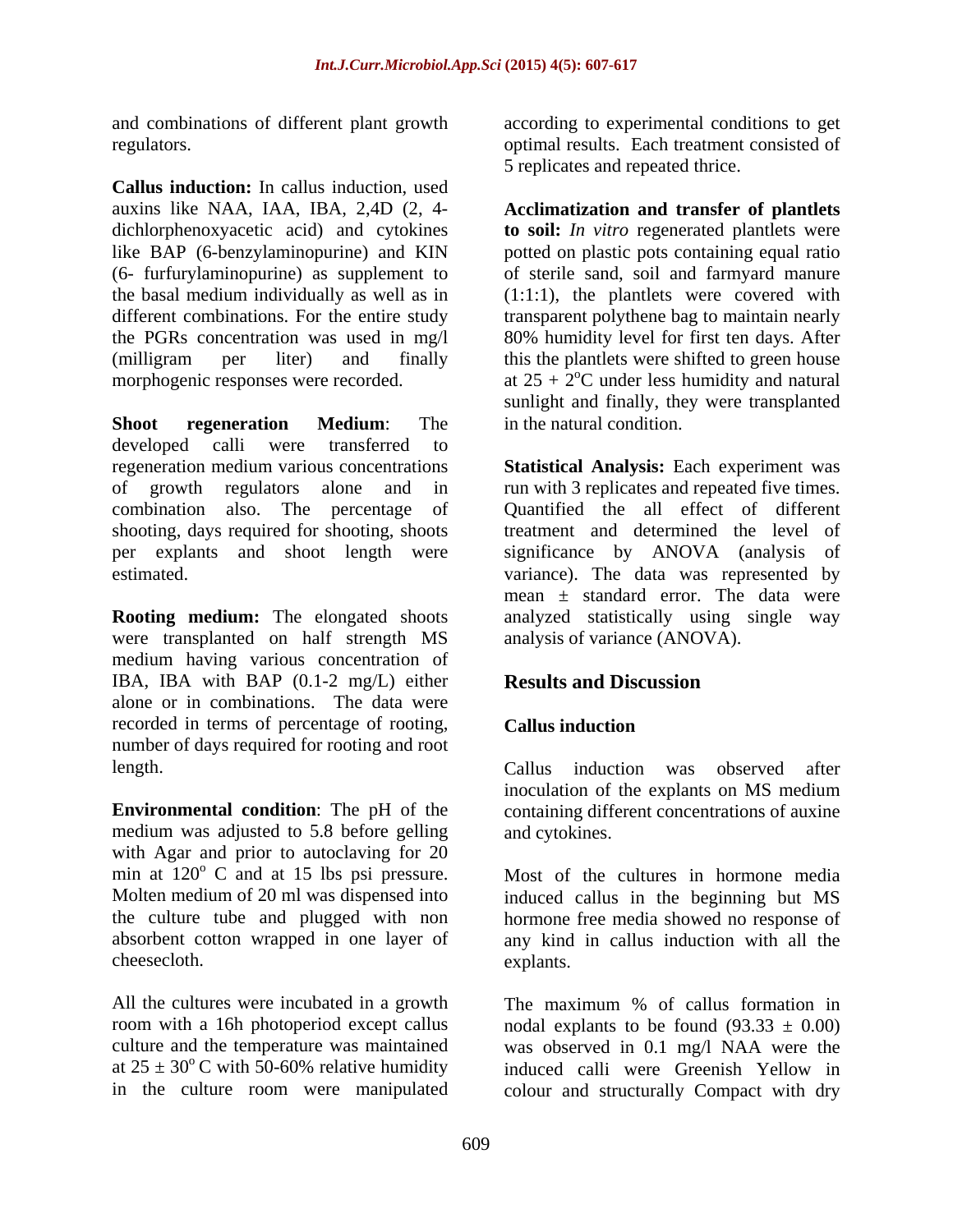and combinations of different plant growth regulators.

**Callus induction:** In callus induction, used auxins like NAA, IAA, IBA, 2,4D (2, 4-dichlorphenoxyacetic acid) and cytokines like BAP (6-benzylaminopurine) and KIN (6- furfurylaminopurine) as supplement to the basal medium individually as well as in different combinations. For the entire study the PGRs concentration was used in mg/l (milligram per liter) and finally morphogenic responses were recorded.

**Shoot regeneration Medium**: The developed calli were transferred to regeneration medium various concentrations of growth regulators alone and in combination also. The percentage of shooting, days required for shooting, shoots per explants and shoot length were estimated.

**Rooting medium:** The elongated shoots were transplanted on half strength MS medium having various concentration of IBA, IBA with BAP (0.1-2 mg/L) either alone or in combinations. The data were recorded in terms of percentage of rooting, number of days required for rooting and root length.

**Environmental condition**: The pH of the medium was adjusted to 5.8 before gelling with Agar and prior to autoclaving for 20 min at $120^{o}$ C and at 15 lbs psi pressure. Molten medium of 20 ml was dispensed into the culture tube and plugged with non absorbent cotton wrapped in one layer of cheesecloth.

All the cultures were incubated in a growth room with a 16h photoperiod except callus culture and the temperature was maintained at $25 \pm 30^{o}$ C with 50-60% relative humidity in the culture room were manipulated according to experimental conditions to get optimal results. Each treatment consisted of 5 replicates and repeated thrice.

**Acclimatization and transfer of plantlets to soil:** *In vitro* regenerated plantlets were potted on plastic pots containing equal ratio of sterile sand, soil and farmyard manure (1:1:1), the plantlets were covered with transparent polythene bag to maintain nearly 80% humidity level for first ten days. After this the plantlets were shifted to green house at $25 + 2^{o}$C under less humidity and natural sunlight and finally, they were transplanted in the natural condition.

**Statistical Analysis:** Each experiment was run with 3 replicates and repeated five times. Quantified the all effect of different treatment and determined the level of significance by ANOVA (analysis of variance). The data was represented by mean ± standard error. The data were analyzed statistically using single way analysis of variance (ANOVA).

## Results and Discussion

### Callus induction

Callus induction was observed after inoculation of the explants on MS medium containing different concentrations of auxine and cytokines.

Most of the cultures in hormone media induced callus in the beginning but MS hormone free media showed no response of any kind in callus induction with all the explants.

The maximum % of callus formation in nodal explants to be found (93.33 ± 0.00) was observed in 0.1 mg/l NAA were the induced calli were Greenish Yellow in colour and structurally Compact with dry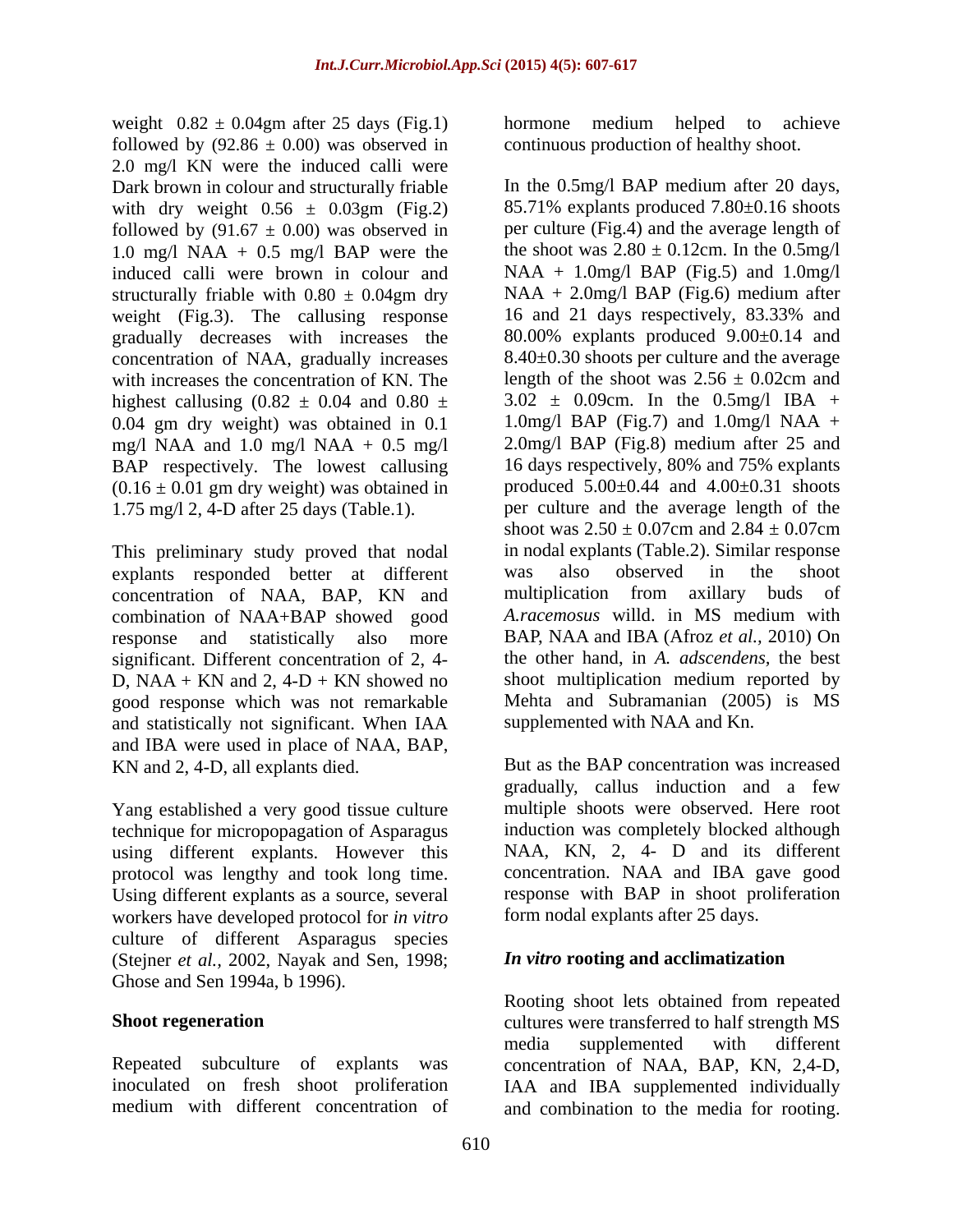weight $0.82 \pm 0.04$gm after 25 days (Fig.1) followed by ($92.86 \pm 0.00$) was observed in 2.0 mg/l KN were the induced calli were Dark brown in colour and structurally friable with dry weight $0.56 \pm 0.03$gm (Fig.2) followed by ($91.67 \pm 0.00$) was observed in 1.0 mg/l NAA + 0.5 mg/l BAP were the induced calli were brown in colour and structurally friable with $0.80 \pm 0.04$gm dry weight (Fig.3). The callusing response gradually decreases with increases the concentration of NAA, gradually increases with increases the concentration of KN. The highest callusing ($0.82 \pm 0.04$ and $0.80 \pm 0.04$ gm dry weight) was obtained in 0.1 mg/l NAA and 1.0 mg/l NAA + 0.5 mg/l BAP respectively. The lowest callusing ($0.16 \pm 0.01$ gm dry weight) was obtained in 1.75 mg/l 2, 4-D after 25 days (Table.1).

This preliminary study proved that nodal explants responded better at different concentration of NAA, BAP, KN and combination of NAA+BAP showed good response and statistically also more significant. Different concentration of 2, 4-D, NAA + KN and 2, 4-D + KN showed no good response which was not remarkable and statistically not significant. When IAA and IBA were used in place of NAA, BAP, KN and 2, 4-D, all explants died.

Yang established a very good tissue culture technique for micropopagation of Asparagus using different explants. However this protocol was lengthy and took long time. Using different explants as a source, several workers have developed protocol for *in vitro* culture of different Asparagus species (Stejner *et al.,* 2002, Nayak and Sen, 1998; Ghose and Sen 1994a, b 1996).

## Shoot regeneration

Repeated subculture of explants was inoculated on fresh shoot proliferation medium with different concentration of hormone medium helped to achieve continuous production of healthy shoot.

In the 0.5mg/l BAP medium after 20 days, 85.71% explants produced $7.80\pm0.16$ shoots per culture (Fig.4) and the average length of the shoot was $2.80 \pm 0.12$cm. In the 0.5mg/l NAA + 1.0mg/l BAP (Fig.5) and 1.0mg/l NAA + 2.0mg/l BAP (Fig.6) medium after 16 and 21 days respectively, 83.33% and 80.00% explants produced $9.00\pm0.14$ and $8.40\pm0.30$ shoots per culture and the average length of the shoot was $2.56 \pm 0.02$cm and $3.02 \pm 0.09$cm. In the 0.5mg/l IBA + 1.0mg/l BAP (Fig.7) and 1.0mg/l NAA + 2.0mg/l BAP (Fig.8) medium after 25 and 16 days respectively, 80% and 75% explants produced $5.00\pm0.44$ and $4.00\pm0.31$ shoots per culture and the average length of the shoot was $2.50 \pm 0.07$cm and $2.84 \pm 0.07$cm in nodal explants (Table.2). Similar response was also observed in the shoot multiplication from axillary buds of *A.racemosus* willd. in MS medium with BAP, NAA and IBA (Afroz *et al.,* 2010) On the other hand, in *A. adscendens,* the best shoot multiplication medium reported by Mehta and Subramanian (2005) is MS supplemented with NAA and Kn.

But as the BAP concentration was increased gradually, callus induction and a few multiple shoots were observed. Here root induction was completely blocked although NAA, KN, 2, 4- D and its different concentration. NAA and IBA gave good response with BAP in shoot proliferation form nodal explants after 25 days.

## *In vitro* rooting and acclimatization

Rooting shoot lets obtained from repeated cultures were transferred to half strength MS media supplemented with different concentration of NAA, BAP, KN, 2,4-D, IAA and IBA supplemented individually and combination to the media for rooting.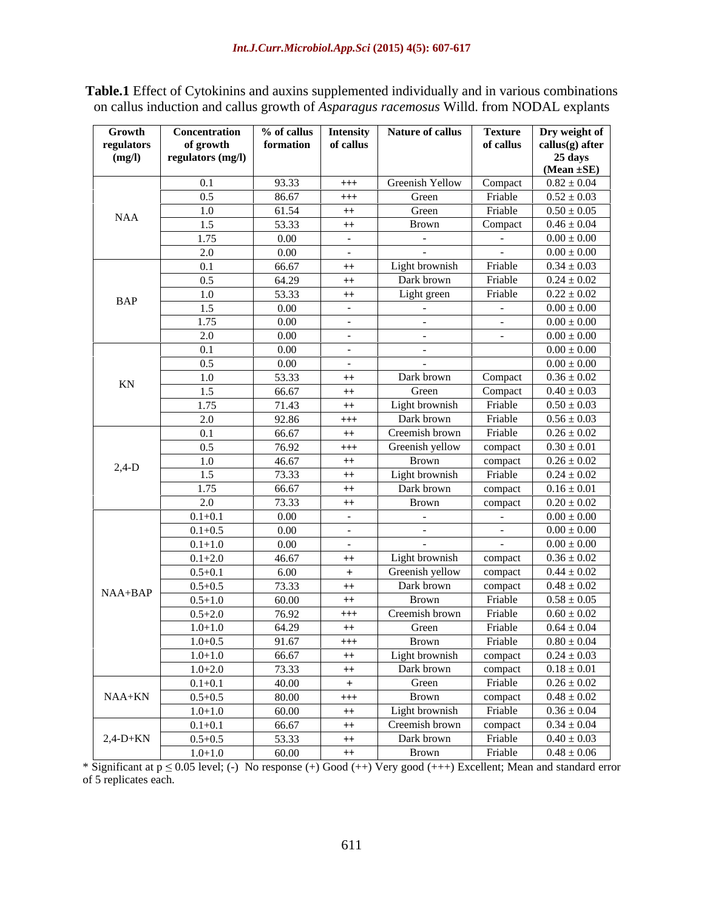**Table.1** Effect of Cytokinins and auxins supplemented individually and in various combinations on callus induction and callus growth of *Asparagus racemosus* Willd. from NODAL explants

| Growth regulators (mg/l) | Concentration of growth regulators (mg/l) | % of callus formation | Intensity of callus | Nature of callus | Texture of callus | Dry weight of callus(g) after 25 days (Mean ±SE) |
|---|---|---|---|---|---|---|
| NAA | 0.1 | 93.33 | +++ | Greenish Yellow | Compact | 0.82 ± 0.04 |
| | 0.5 | 86.67 | +++ | Green | Friable | 0.52 ± 0.03 |
| | 1.0 | 61.54 | ++ | Green | Friable | 0.50 ± 0.05 |
| | 1.5 | 53.33 | ++ | Brown | Compact | 0.46 ± 0.04 |
| | 1.75 | 0.00 | - | - | - | 0.00 ± 0.00 |
| | 2.0 | 0.00 | - | - | - | 0.00 ± 0.00 |
| BAP | 0.1 | 66.67 | ++ | Light brownish | Friable | 0.34 ± 0.03 |
| | 0.5 | 64.29 | ++ | Dark brown | Friable | 0.24 ± 0.02 |
| | 1.0 | 53.33 | ++ | Light green | Friable | 0.22 ± 0.02 |
| | 1.5 | 0.00 | - | - | - | 0.00 ± 0.00 |
| | 1.75 | 0.00 | - | - | - | 0.00 ± 0.00 |
| | 2.0 | 0.00 | - | - | - | 0.00 ± 0.00 |
| KN | 0.1 | 0.00 | - | - | | 0.00 ± 0.00 |
| | 0.5 | 0.00 | - | - | | 0.00 ± 0.00 |
| | 1.0 | 53.33 | ++ | Dark brown | Compact | 0.36 ± 0.02 |
| | 1.5 | 66.67 | ++ | Green | Compact | 0.40 ± 0.03 |
| | 1.75 | 71.43 | ++ | Light brownish | Friable | 0.50 ± 0.03 |
| | 2.0 | 92.86 | +++ | Dark brown | Friable | 0.56 ± 0.03 |
| 2,4-D | 0.1 | 66.67 | ++ | Creemish brown | Friable | 0.26 ± 0.02 |
| | 0.5 | 76.92 | +++ | Greenish yellow | compact | 0.30 ± 0.01 |
| | 1.0 | 46.67 | ++ | Brown | compact | 0.26 ± 0.02 |
| | 1.5 | 73.33 | ++ | Light brownish | Friable | 0.24 ± 0.02 |
| | 1.75 | 66.67 | ++ | Dark brown | compact | 0.16 ± 0.01 |
| | 2.0 | 73.33 | ++ | Brown | compact | 0.20 ± 0.02 |
| NAA+BAP | 0.1+0.1 | 0.00 | - | - | - | 0.00 ± 0.00 |
| | 0.1+0.5 | 0.00 | - | - | - | 0.00 ± 0.00 |
| | 0.1+1.0 | 0.00 | - | - | - | 0.00 ± 0.00 |
| | 0.1+2.0 | 46.67 | ++ | Light brownish | compact | 0.36 ± 0.02 |
| | 0.5+0.1 | 6.00 | + | Greenish yellow | compact | 0.44 ± 0.02 |
| | 0.5+0.5 | 73.33 | ++ | Dark brown | compact | 0.48 ± 0.02 |
| | 0.5+1.0 | 60.00 | ++ | Brown | Friable | 0.58 ± 0.05 |
| | 0.5+2.0 | 76.92 | +++ | Creemish brown | Friable | 0.60 ± 0.02 |
| | 1.0+1.0 | 64.29 | ++ | Green | Friable | 0.64 ± 0.04 |
| | 1.0+0.5 | 91.67 | +++ | Brown | Friable | 0.80 ± 0.04 |
| | 1.0+1.0 | 66.67 | ++ | Light brownish | compact | 0.24 ± 0.03 |
| | 1.0+2.0 | 73.33 | ++ | Dark brown | compact | 0.18 ± 0.01 |
| NAA+KN | 0.1+0.1 | 40.00 | + | Green | Friable | 0.26 ± 0.02 |
| | 0.5+0.5 | 80.00 | +++ | Brown | compact | 0.48 ± 0.02 |
| | 1.0+1.0 | 60.00 | ++ | Light brownish | Friable | 0.36 ± 0.04 |
| 2,4-D+KN | 0.1+0.1 | 66.67 | ++ | Creemish brown | compact | 0.34 ± 0.04 |
| | 0.5+0.5 | 53.33 | ++ | Dark brown | Friable | 0.40 ± 0.03 |
| | 1.0+1.0 | 60.00 | ++ | Brown | Friable | 0.48 ± 0.06 |

* Significant at $p \leq 0.05$ level; (-) No response (+) Good (++) Very good (+++) Excellent; Mean and standard error of 5 replicates each.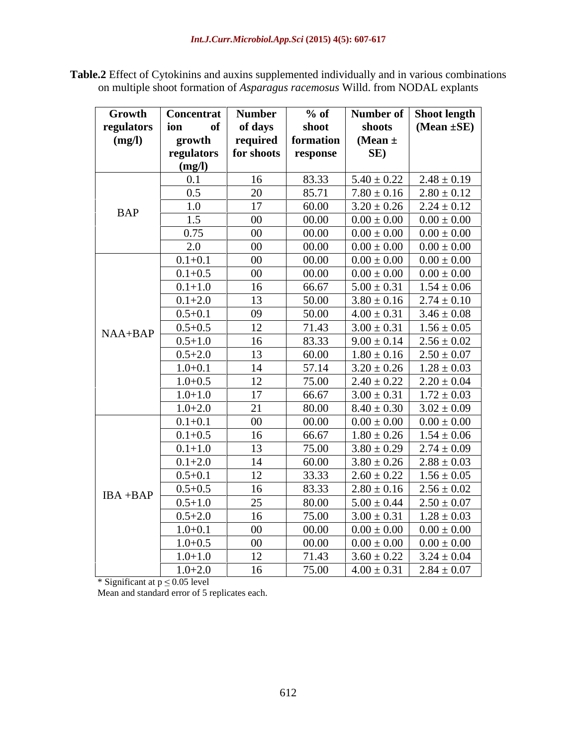**Table.2** Effect of Cytokinins and auxins supplemented individually and in various combinations on multiple shoot formation of *Asparagus racemosus* Willd. from NODAL explants

| Growth regulators (mg/l) | Concentration of growth regulators (mg/l) | Number of days required for shoots | % of shoot formation response | Number of shoots (Mean ± SE) | Shoot length (Mean ±SE) |
|---|---|---|---|---|---|
| BAP | 0.1 | 16 | 83.33 | 5.40 ± 0.22 | 2.48 ± 0.19 |
| | 0.5 | 20 | 85.71 | 7.80 ± 0.16 | 2.80 ± 0.12 |
| | 1.0 | 17 | 60.00 | 3.20 ± 0.26 | 2.24 ± 0.12 |
| | 1.5 | 00 | 00.00 | 0.00 ± 0.00 | 0.00 ± 0.00 |
| | 0.75 | 00 | 00.00 | 0.00 ± 0.00 | 0.00 ± 0.00 |
| | 2.0 | 00 | 00.00 | 0.00 ± 0.00 | 0.00 ± 0.00 |
| NAA+BAP | 0.1+0.1 | 00 | 00.00 | 0.00 ± 0.00 | 0.00 ± 0.00 |
| | 0.1+0.5 | 00 | 00.00 | 0.00 ± 0.00 | 0.00 ± 0.00 |
| | 0.1+1.0 | 16 | 66.67 | 5.00 ± 0.31 | 1.54 ± 0.06 |
| | 0.1+2.0 | 13 | 50.00 | 3.80 ± 0.16 | 2.74 ± 0.10 |
| | 0.5+0.1 | 09 | 50.00 | 4.00 ± 0.31 | 3.46 ± 0.08 |
| | 0.5+0.5 | 12 | 71.43 | 3.00 ± 0.31 | 1.56 ± 0.05 |
| | 0.5+1.0 | 16 | 83.33 | 9.00 ± 0.14 | 2.56 ± 0.02 |
| | 0.5+2.0 | 13 | 60.00 | 1.80 ± 0.16 | 2.50 ± 0.07 |
| | 1.0+0.1 | 14 | 57.14 | 3.20 ± 0.26 | 1.28 ± 0.03 |
| | 1.0+0.5 | 12 | 75.00 | 2.40 ± 0.22 | 2.20 ± 0.04 |
| | 1.0+1.0 | 17 | 66.67 | 3.00 ± 0.31 | 1.72 ± 0.03 |
| | 1.0+2.0 | 21 | 80.00 | 8.40 ± 0.30 | 3.02 ± 0.09 |
| IBA +BAP | 0.1+0.1 | 00 | 00.00 | 0.00 ± 0.00 | 0.00 ± 0.00 |
| | 0.1+0.5 | 16 | 66.67 | 1.80 ± 0.26 | 1.54 ± 0.06 |
| | 0.1+1.0 | 13 | 75.00 | 3.80 ± 0.29 | 2.74 ± 0.09 |
| | 0.1+2.0 | 14 | 60.00 | 3.80 ± 0.26 | 2.88 ± 0.03 |
| | 0.5+0.1 | 12 | 33.33 | 2.60 ± 0.22 | 1.56 ± 0.05 |
| | 0.5+0.5 | 16 | 83.33 | 2.80 ± 0.16 | 2.56 ± 0.02 |
| | 0.5+1.0 | 25 | 80.00 | 5.00 ± 0.44 | 2.50 ± 0.07 |
| | 0.5+2.0 | 16 | 75.00 | 3.00 ± 0.31 | 1.28 ± 0.03 |
| | 1.0+0.1 | 00 | 00.00 | 0.00 ± 0.00 | 0.00 ± 0.00 |
| | 1.0+0.5 | 00 | 00.00 | 0.00 ± 0.00 | 0.00 ± 0.00 |
| | 1.0+1.0 | 12 | 71.43 | 3.60 ± 0.22 | 3.24 ± 0.04 |
| | 1.0+2.0 | 16 | 75.00 | 4.00 ± 0.31 | 2.84 ± 0.07 |

* Significant at $p \leq 0.05$ level

Mean and standard error of 5 replicates each.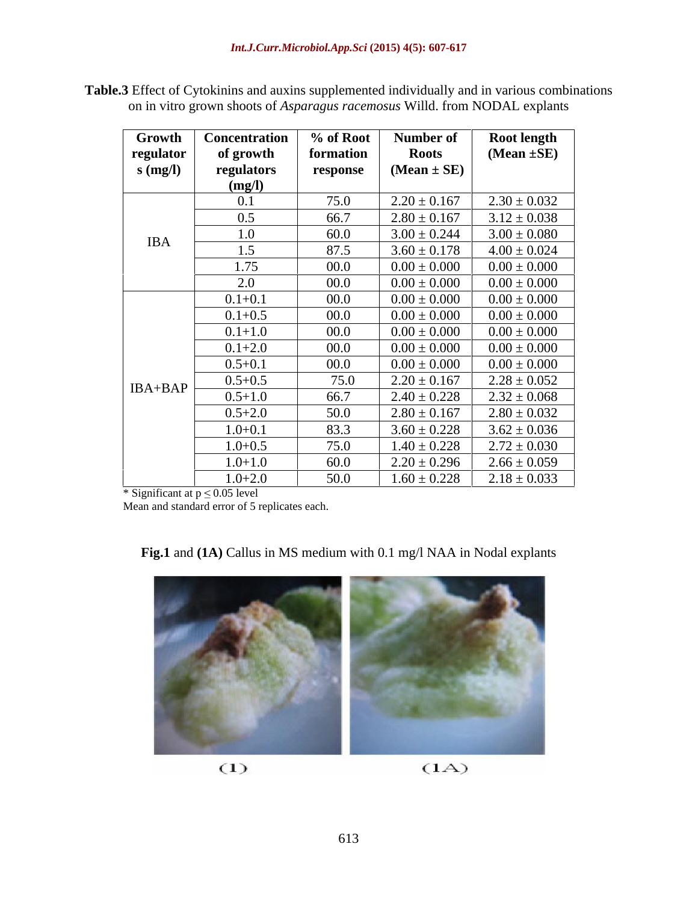**Table.3** Effect of Cytokinins and auxins supplemented individually and in various combinations on in vitro grown shoots of *Asparagus racemosus* Willd. from NODAL explants

| Growth regulators (mg/l) | Concentration of growth regulators (mg/l) | % of Root formation response | Number of Roots (Mean ± SE) | Root length (Mean ±SE) |
|---|---|---|---|---|
| IBA | 0.1 | 75.0 | 2.20 ± 0.167 | 2.30 ± 0.032 |
| | 0.5 | 66.7 | 2.80 ± 0.167 | 3.12 ± 0.038 |
| | 1.0 | 60.0 | 3.00 ± 0.244 | 3.00 ± 0.080 |
| | 1.5 | 87.5 | 3.60 ± 0.178 | 4.00 ± 0.024 |
| | 1.75 | 00.0 | 0.00 ± 0.000 | 0.00 ± 0.000 |
| | 2.0 | 00.0 | 0.00 ± 0.000 | 0.00 ± 0.000 |
| IBA+BAP | 0.1+0.1 | 00.0 | 0.00 ± 0.000 | 0.00 ± 0.000 |
| | 0.1+0.5 | 00.0 | 0.00 ± 0.000 | 0.00 ± 0.000 |
| | 0.1+1.0 | 00.0 | 0.00 ± 0.000 | 0.00 ± 0.000 |
| | 0.1+2.0 | 00.0 | 0.00 ± 0.000 | 0.00 ± 0.000 |
| | 0.5+0.1 | 00.0 | 0.00 ± 0.000 | 0.00 ± 0.000 |
| | 0.5+0.5 | 75.0 | 2.20 ± 0.167 | 2.28 ± 0.052 |
| | 0.5+1.0 | 66.7 | 2.40 ± 0.228 | 2.32 ± 0.068 |
| | 0.5+2.0 | 50.0 | 2.80 ± 0.167 | 2.80 ± 0.032 |
| | 1.0+0.1 | 83.3 | 3.60 ± 0.228 | 3.62 ± 0.036 |
| | 1.0+0.5 | 75.0 | 1.40 ± 0.228 | 2.72 ± 0.030 |
| | 1.0+1.0 | 60.0 | 2.20 ± 0.296 | 2.66 ± 0.059 |
| | 1.0+2.0 | 50.0 | 1.60 ± 0.228 | 2.18 ± 0.033 |

\* Significant at $p \leq 0.05$ level

Mean and standard error of 5 replicates each.

**Fig.1** and **(1A)** Callus in MS medium with 0.1 mg/l NAA in Nodal explants

(1) (1A)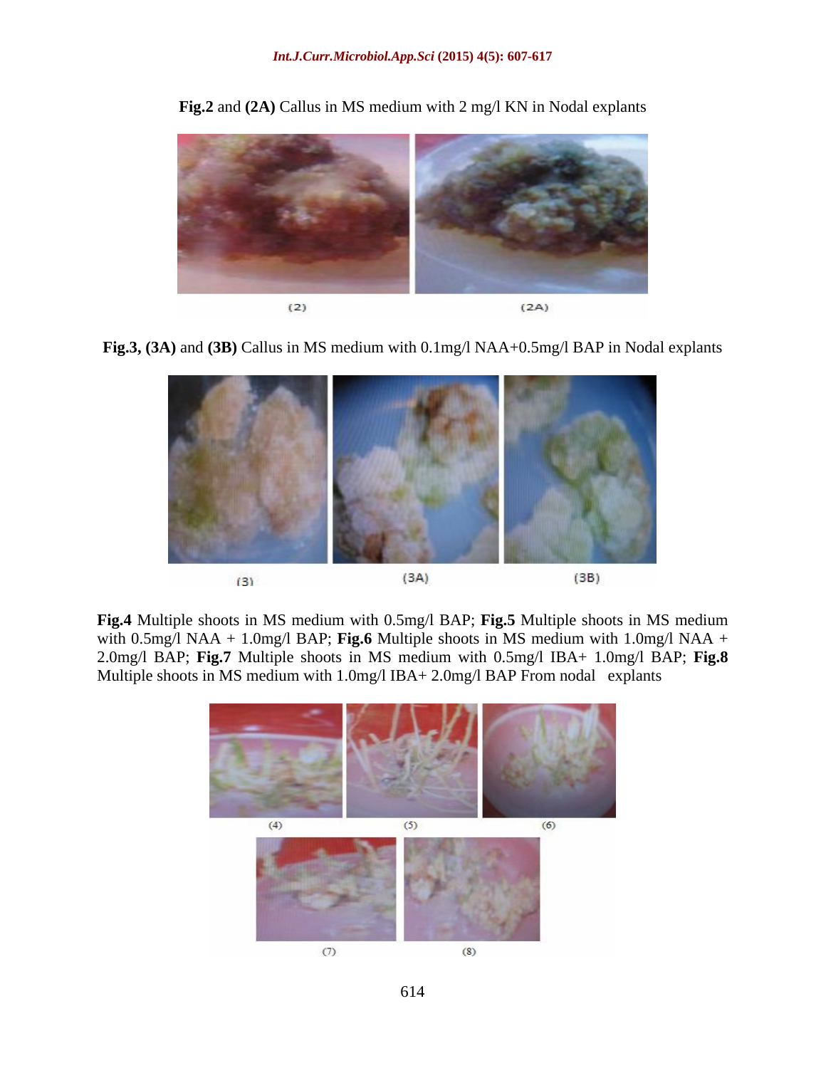**Fig.2** and **(2A)** Callus in MS medium with 2 mg/l KN in Nodal explants

(2) (2A)

**Fig.3, (3A)** and **(3B)** Callus in MS medium with 0.1mg/l NAA+0.5mg/l BAP in Nodal explants

(3) (3A) (3B)

**Fig.4** Multiple shoots in MS medium with 0.5mg/l BAP; **Fig.5** Multiple shoots in MS medium with 0.5mg/l NAA + 1.0mg/l BAP; **Fig.6** Multiple shoots in MS medium with 1.0mg/l NAA + 2.0mg/l BAP; **Fig.7** Multiple shoots in MS medium with 0.5mg/l IBA+ 1.0mg/l BAP; **Fig.8** Multiple shoots in MS medium with 1.0mg/l IBA+ 2.0mg/l BAP From nodal explants

(4) (5) (6)

(7) (8)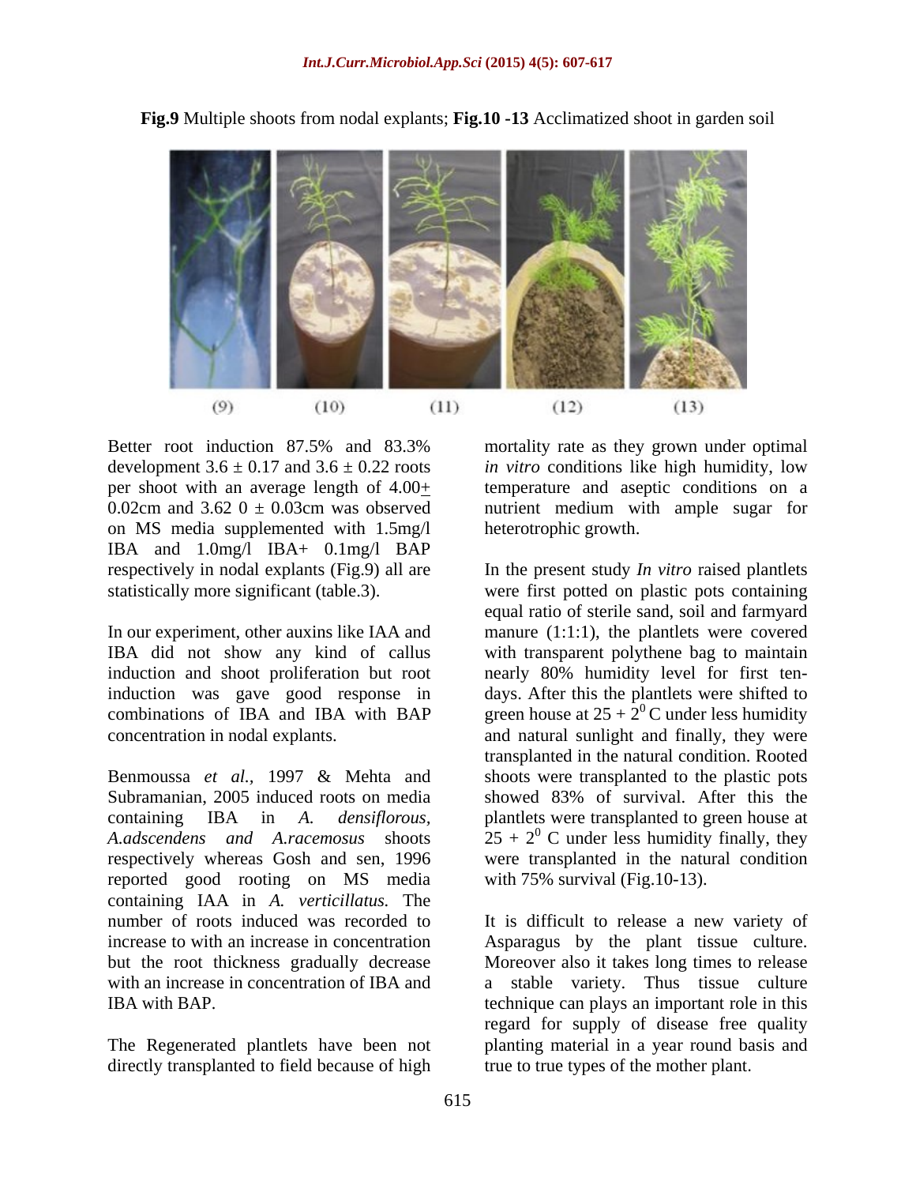**Fig.9** Multiple shoots from nodal explants; **Fig.10 -13** Acclimatized shoot in garden soil

(9) (10) (11) (12) (13)

Better root induction 87.5% and 83.3% development 3.6 ± 0.17 and 3.6 ± 0.22 roots per shoot with an average length of 4.00± 0.02cm and 3.62 0 ± 0.03cm was observed on MS media supplemented with 1.5mg/l IBA and 1.0mg/l IBA+ 0.1mg/l BAP respectively in nodal explants (Fig.9) all are statistically more significant (table.3).

In our experiment, other auxins like IAA and IBA did not show any kind of callus induction and shoot proliferation but root induction was gave good response in combinations of IBA and IBA with BAP concentration in nodal explants.

Benmoussa *et al.*, 1997 & Mehta and Subramanian, 2005 induced roots on media containing IBA in *A. densiflorous*, *A.adscendens and A.racemosus* shoots respectively whereas Gosh and sen, 1996 reported good rooting on MS media containing IAA in *A. verticillatus.* The number of roots induced was recorded to increase to with an increase in concentration but the root thickness gradually decrease with an increase in concentration of IBA and IBA with BAP.

The Regenerated plantlets have been not directly transplanted to field because of high mortality rate as they grown under optimal *in vitro* conditions like high humidity, low temperature and aseptic conditions on a nutrient medium with ample sugar for heterotrophic growth.

In the present study *In vitro* raised plantlets were first potted on plastic pots containing equal ratio of sterile sand, soil and farmyard manure (1:1:1), the plantlets were covered with transparent polythene bag to maintain nearly 80% humidity level for first ten-days. After this the plantlets were shifted to green house at $25 + 2^0$ C under less humidity and natural sunlight and finally, they were transplanted in the natural condition. Rooted shoots were transplanted to the plastic pots showed 83% of survival. After this the plantlets were transplanted to green house at $25 + 2^0$ C under less humidity finally, they were transplanted in the natural condition with 75% survival (Fig.10-13).

It is difficult to release a new variety of Asparagus by the plant tissue culture. Moreover also it takes long times to release a stable variety. Thus tissue culture technique can plays an important role in this regard for supply of disease free quality planting material in a year round basis and true to true types of the mother plant.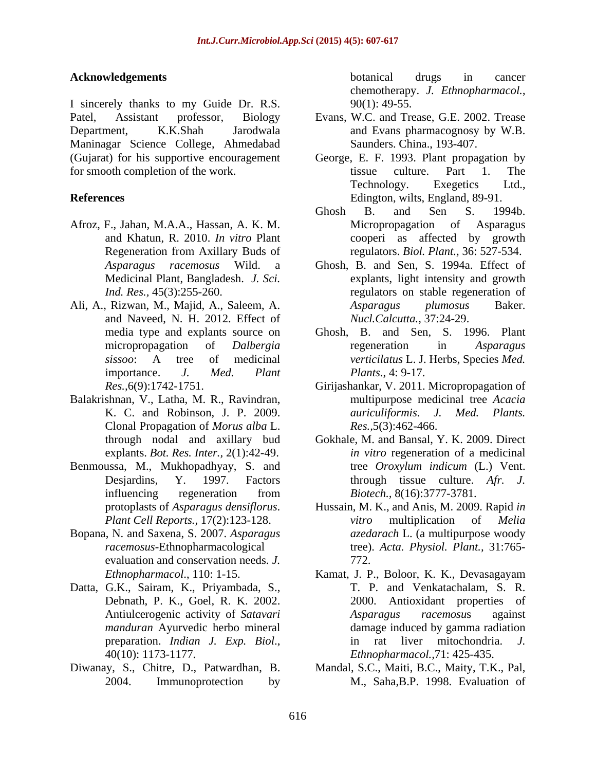## Acknowledgements

I sincerely thanks to my Guide Dr. R.S. Patel, Assistant professor, Biology Department, K.K.Shah Jarodwala Maninagar Science College, Ahmedabad (Gujarat) for his supportive encouragement for smooth completion of the work.

## References

Afroz, F., Jahan, M.A.A., Hassan, A. K. M. and Khatun, R. 2010. *In vitro* Plant Regeneration from Axillary Buds of *Asparagus racemosus* Wild. a Medicinal Plant, Bangladesh. *J. Sci. Ind. Res.,* 45(3):255-260.

Ali, A., Rizwan, M., Majid, A., Saleem, A. and Naveed, N. H. 2012. Effect of media type and explants source on micropropagation of *Dalbergia sissoo*: A tree of medicinal importance. *J. Med. Plant Res.,*6(9):1742-1751.

Balakrishnan, V., Latha, M. R., Ravindran, K. C. and Robinson, J. P. 2009. Clonal Propagation of *Morus alba* L. through nodal and axillary bud explants. *Bot. Res. Inter.,* 2(1):42-49.

Benmoussa, M., Mukhopadhyay, S. and Desjardins, Y. 1997. Factors influencing regeneration from protoplasts of *Asparagus densiflorus*. *Plant Cell Reports.,* 17(2):123-128.

Bopana, N. and Saxena, S. 2007. *Asparagus racemosus*-Ethnopharmacological evaluation and conservation needs. *J. Ethnopharmacol*., 110: 1-15.

Datta, G.K., Sairam, K., Priyambada, S., Debnath, P. K., Goel, R. K. 2002. Antiulcerogenic activity of *Satavari manduran* Ayurvedic herbo mineral preparation. *Indian J. Exp. Biol*., 40(10): 1173-1177.

Diwanay, S., Chitre, D., Patwardhan, B. 2004. Immunoprotection by botanical drugs in cancer chemotherapy. *J. Ethnopharmacol.*, 90(1): 49-55.

Evans, W.C. and Trease, G.E. 2002. Trease and Evans pharmacognosy by W.B. Saunders. China., 193-407.

George, E. F. 1993. Plant propagation by tissue culture. Part 1. The Technology. Exegetics Ltd., Edington, wilts, England, 89-91.

Ghosh B. and Sen S. 1994b. Micropropagation of Asparagus cooperi as affected by growth regulators. *Biol. Plant.,* 36: 527-534.

Ghosh, B. and Sen, S. 1994a. Effect of explants, light intensity and growth regulators on stable regeneration of *Asparagus plumosus* Baker. *Nucl.Calcutta.,* 37:24-29.

Ghosh, B. and Sen, S. 1996. Plant regeneration in *Asparagus verticilatus* L. J. Herbs, Species *Med. Plants*., 4: 9-17.

Girijashankar, V. 2011. Micropropagation of multipurpose medicinal tree *Acacia auriculiformis*. *J. Med. Plants. Res.,*5(3):462-466.

Gokhale, M. and Bansal, Y. K. 2009. Direct *in vitro* regeneration of a medicinal tree *Oroxylum indicum* (L.) Vent. through tissue culture. *Afr. J. Biotech.,* 8(16):3777-3781.

Hussain, M. K., and Anis, M. 2009. Rapid *in vitro* multiplication of *Melia azedarach* L. (a multipurpose woody tree). *Acta. Physiol. Plant.,* 31:765-772.

Kamat, J. P., Boloor, K. K., Devasagayam T. P. and Venkatachalam, S. R. 2000. Antioxidant properties of *Asparagus racemosu*s against damage induced by gamma radiation in rat liver mitochondria. *J. Ethnopharmacol.,*71: 425-435.

Mandal, S.C., Maiti, B.C., Maity, T.K., Pal, M., Saha,B.P. 1998. Evaluation of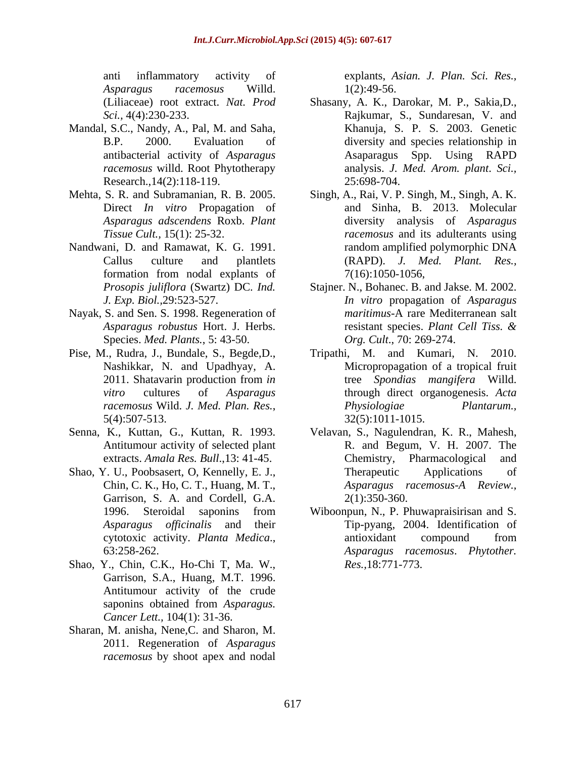anti inflammatory activity of *Asparagus racemosus* Willd. (Liliaceae) root extract. *Nat. Prod Sci.,* 4(4):230-233.

Mandal, S.C., Nandy, A., Pal, M. and Saha, B.P. 2000. Evaluation of antibacterial activity of *Asparagus racemosus* willd. Root Phytotherapy Research.,14(2):118-119.

Mehta, S. R. and Subramanian, R. B. 2005. Direct *In vitro* Propagation of *Asparagus adscendens* Roxb. *Plant Tissue Cult.,* 15(1): 25-32.

Nandwani, D. and Ramawat, K. G. 1991. Callus culture and plantlets formation from nodal explants of *Prosopis juliflora* (Swartz) DC. *Ind. J. Exp. Biol.,*29:523-527.

Nayak, S. and Sen. S. 1998. Regeneration of *Asparagus robustus* Hort. J. Herbs. Species. *Med. Plants.*, 5: 43-50.

Pise, M., Rudra, J., Bundale, S., Begde,D., Nashikkar, N. and Upadhyay, A. 2011. Shatavarin production from *in vitro* cultures of *Asparagus racemosus* Wild. *J. Med. Plan. Res.,* 5(4):507-513.

Senna, K., Kuttan, G., Kuttan, R. 1993. Antitumour activity of selected plant extracts. *Amala Res. Bull*.,13: 41-45.

Shao, Y. U., Poobsasert, O, Kennelly, E. J., Chin, C. K., Ho, C. T., Huang, M. T., Garrison, S. A. and Cordell, G.A. 1996. Steroidal saponins from *Asparagus officinalis* and their cytotoxic activity. *Planta Medica*., 63:258-262.

Shao, Y., Chin, C.K., Ho-Chi T, Ma. W., Garrison, S.A., Huang, M.T. 1996. Antitumour activity of the crude saponins obtained from *Asparagus. Cancer Lett.,* 104(1): 31-36.

Sharan, M. anisha, Nene,C. and Sharon, M. 2011. Regeneration of *Asparagus racemosus* by shoot apex and nodal explants, *Asian. J. Plan. Sci. Res.,* 1(2):49-56.

Shasany, A. K., Darokar, M. P., Sakia,D., Rajkumar, S., Sundaresan, V. and Khanuja, S. P. S. 2003. Genetic diversity and species relationship in Asaparagus Spp. Using RAPD analysis. *J. Med. Arom. plant. Sci.,* 25:698-704.

Singh, A., Rai, V. P. Singh, M., Singh, A. K. and Sinha, B. 2013. Molecular diversity analysis of *Asparagus racemosus* and its adulterants using random amplified polymorphic DNA (RAPD). *J. Med. Plant. Res.,* 7(16):1050-1056,

Stajner. N., Bohanec. B. and Jakse. M. 2002. *In vitro* propagation of *Asparagus maritimus*-A rare Mediterranean salt resistant species. *Plant Cell Tiss. & Org. Cult*., 70: 269-274.

Tripathi, M. and Kumari, N. 2010. Micropropagation of a tropical fruit tree *Spondias mangifera* Willd. through direct organogenesis. *Acta Physiologiae Plantarum.,* 32(5):1011-1015.

Velavan, S., Nagulendran, K. R., Mahesh, R. and Begum, V. H. 2007. The Chemistry, Pharmacological and Therapeutic Applications of *Asparagus racemosus-A Review.,* 2(1):350-360.

Wiboonpun, N., P. Phuwapraisirisan and S. Tip-pyang, 2004. Identification of antioxidant compound from *Asparagus racemosus*. *Phytother. Res.,*18:771-773.